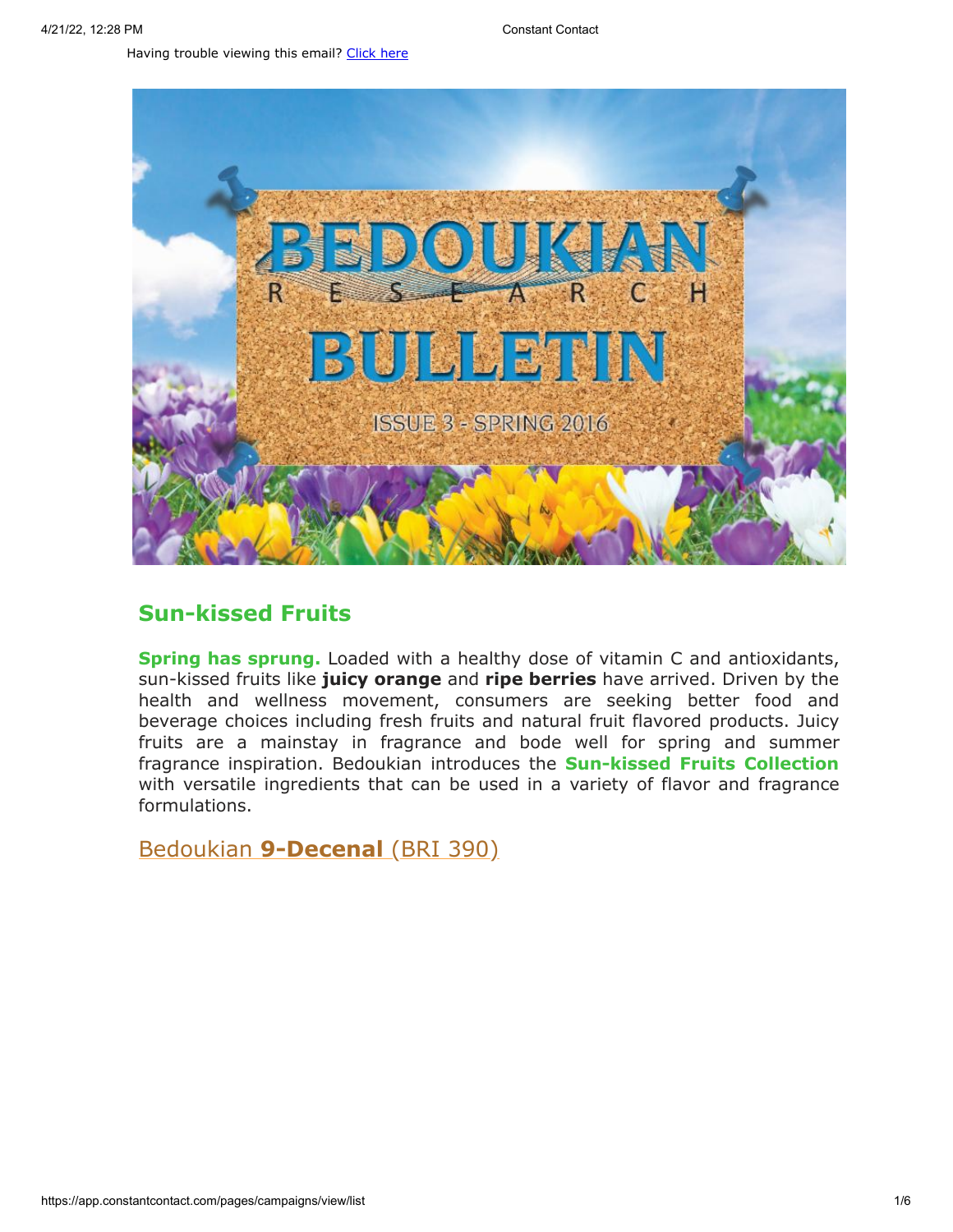Having trouble viewing this email? Click here

# BEDOUKIAN RESEARCH BULLETIN

ISSUE 3 - SPRING 2016

## Sun-kissed Fruits

**Spring has sprung.** Loaded with a healthy dose of vitamin C and antioxidants, sun-kissed fruits like **juicy orange** and **ripe berries** have arrived. Driven by the health and wellness movement, consumers are seeking better food and beverage choices including fresh fruits and natural fruit flavored products. Juicy fruits are a mainstay in fragrance and bode well for spring and summer fragrance inspiration. Bedoukian introduces the **Sun-kissed Fruits Collection** with versatile ingredients that can be used in a variety of flavor and fragrance formulations.

### Bedoukian **9-Decenal** (BRI 390)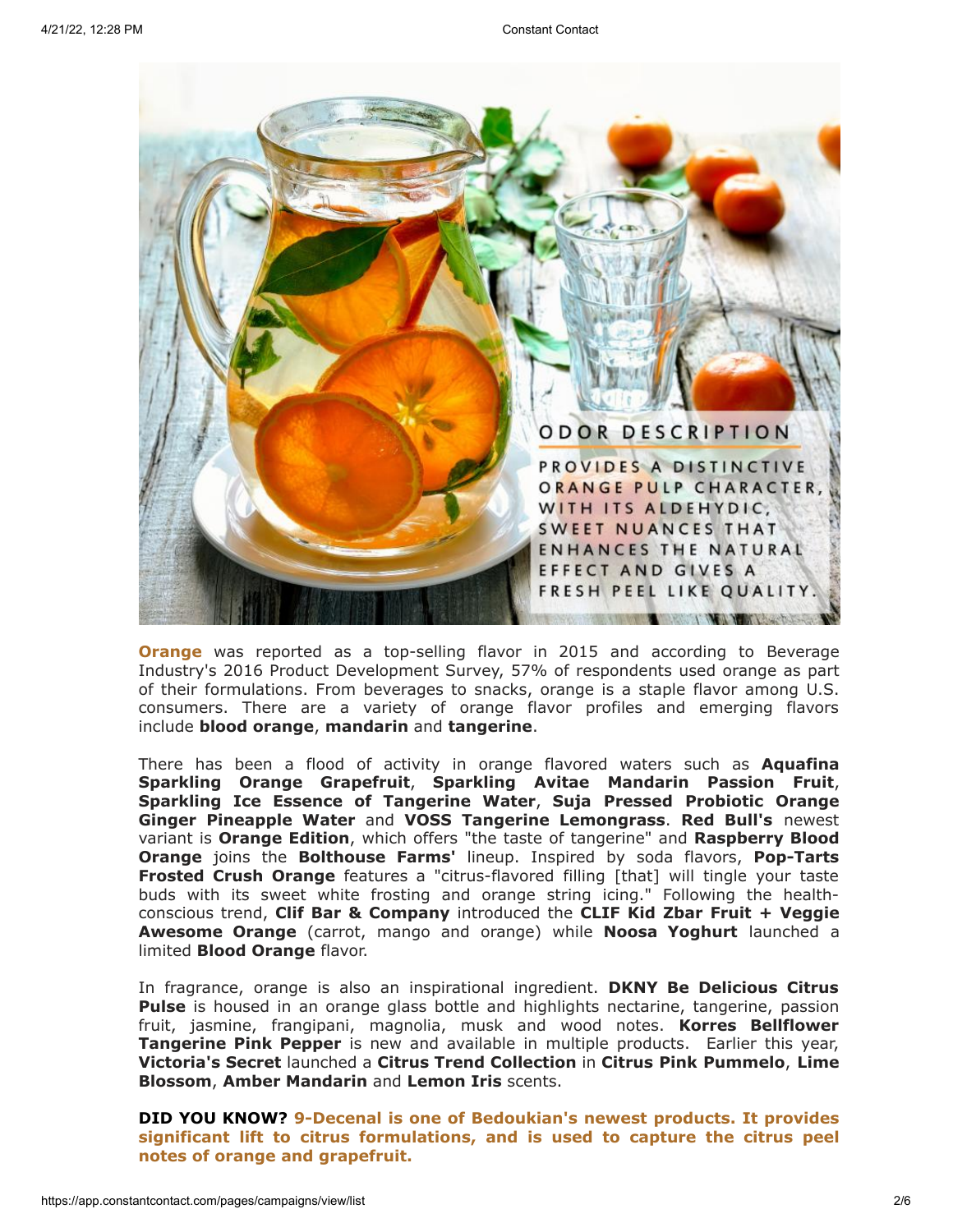ODOR DESCRIPTION

PROVIDES A DISTINCTIVE ORANGE PULP CHARACTER, WITH ITS ALDEHYDIC, SWEET NUANCES THAT ENHANCES THE NATURAL EFFECT AND GIVES A FRESH PEEL LIKE QUALITY.

**Orange** was reported as a top-selling flavor in 2015 and according to Beverage Industry's 2016 Product Development Survey, 57% of respondents used orange as part of their formulations. From beverages to snacks, orange is a staple flavor among U.S. consumers. There are a variety of orange flavor profiles and emerging flavors include **blood orange**, **mandarin** and **tangerine**.

There has been a flood of activity in orange flavored waters such as **Aquafina Sparkling Orange Grapefruit**, **Sparkling Avitae Mandarin Passion Fruit**, **Sparkling Ice Essence of Tangerine Water**, **Suja Pressed Probiotic Orange Ginger Pineapple Water** and **VOSS Tangerine Lemongrass**. **Red Bull's** newest variant is **Orange Edition**, which offers "the taste of tangerine" and **Raspberry Blood Orange** joins the **Bolthouse Farms'** lineup. Inspired by soda flavors, **Pop-Tarts Frosted Crush Orange** features a "citrus-flavored filling [that] will tingle your taste buds with its sweet white frosting and orange string icing." Following the health-conscious trend, **Clif Bar & Company** introduced the **CLIF Kid Zbar Fruit + Veggie Awesome Orange** (carrot, mango and orange) while **Noosa Yoghurt** launched a limited **Blood Orange** flavor.

In fragrance, orange is also an inspirational ingredient. **DKNY Be Delicious Citrus Pulse** is housed in an orange glass bottle and highlights nectarine, tangerine, passion fruit, jasmine, frangipani, magnolia, musk and wood notes. **Korres Bellflower Tangerine Pink Pepper** is new and available in multiple products. Earlier this year, **Victoria's Secret** launched a **Citrus Trend Collection** in **Citrus Pink Pummelo**, **Lime Blossom**, **Amber Mandarin** and **Lemon Iris** scents.

**DID YOU KNOW? 9-Decenal is one of Bedoukian's newest products. It provides significant lift to citrus formulations, and is used to capture the citrus peel notes of orange and grapefruit.**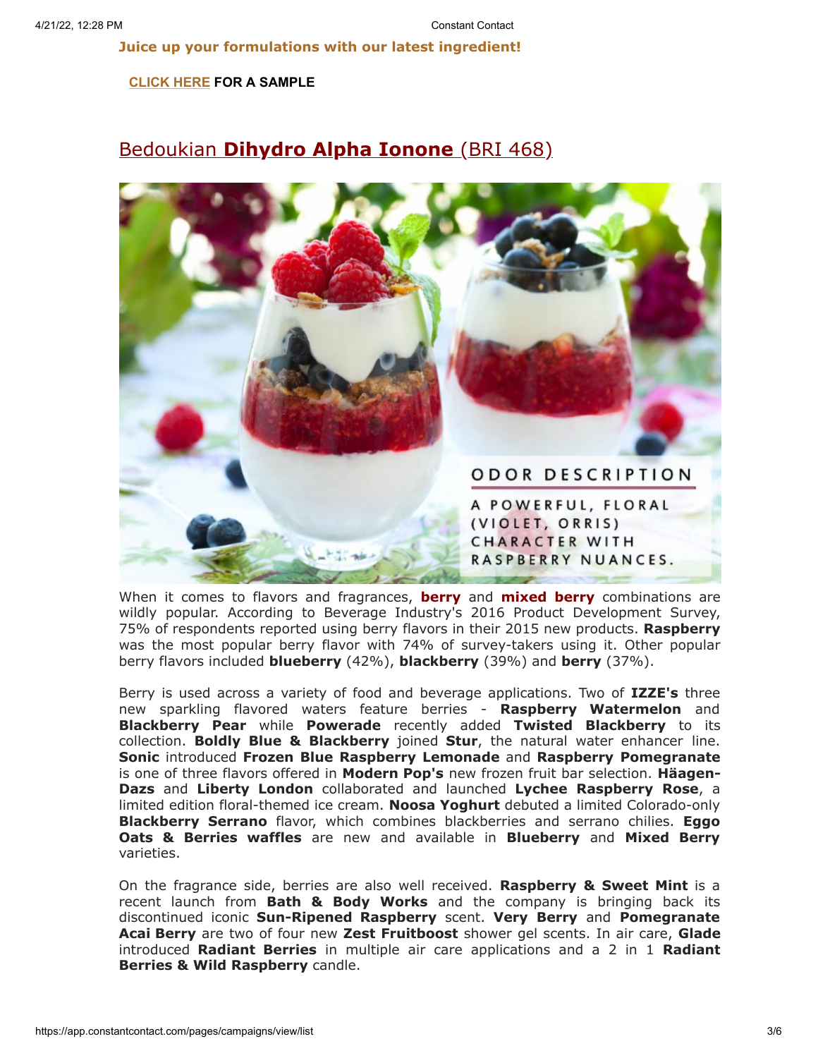**Juice up your formulations with our latest ingredient!**

**CLICK HERE FOR A SAMPLE**

## Bedoukian **Dihydro Alpha Ionone** (BRI 468)

ODOR DESCRIPTION

A POWERFUL, FLORAL (VIOLET, ORRIS) CHARACTER WITH RASPBERRY NUANCES.

When it comes to flavors and fragrances, **berry** and **mixed berry** combinations are wildly popular. According to Beverage Industry's 2016 Product Development Survey, 75% of respondents reported using berry flavors in their 2015 new products. **Raspberry** was the most popular berry flavor with 74% of survey-takers using it. Other popular berry flavors included **blueberry** (42%), **blackberry** (39%) and **berry** (37%).

Berry is used across a variety of food and beverage applications. Two of **IZZE's** three new sparkling flavored waters feature berries - **Raspberry Watermelon** and **Blackberry Pear** while **Powerade** recently added **Twisted Blackberry** to its collection. **Boldly Blue & Blackberry** joined **Stur**, the natural water enhancer line. **Sonic** introduced **Frozen Blue Raspberry Lemonade** and **Raspberry Pomegranate** is one of three flavors offered in **Modern Pop's** new frozen fruit bar selection. **Häagen-Dazs** and **Liberty London** collaborated and launched **Lychee Raspberry Rose**, a limited edition floral-themed ice cream. **Noosa Yoghurt** debuted a limited Colorado-only **Blackberry Serrano** flavor, which combines blackberries and serrano chilies. **Eggo Oats & Berries waffles** are new and available in **Blueberry** and **Mixed Berry** varieties.

On the fragrance side, berries are also well received. **Raspberry & Sweet Mint** is a recent launch from **Bath & Body Works** and the company is bringing back its discontinued iconic **Sun-Ripened Raspberry** scent. **Very Berry** and **Pomegranate Acai Berry** are two of four new **Zest Fruitboost** shower gel scents. In air care, **Glade** introduced **Radiant Berries** in multiple air care applications and a 2 in 1 **Radiant Berries & Wild Raspberry** candle.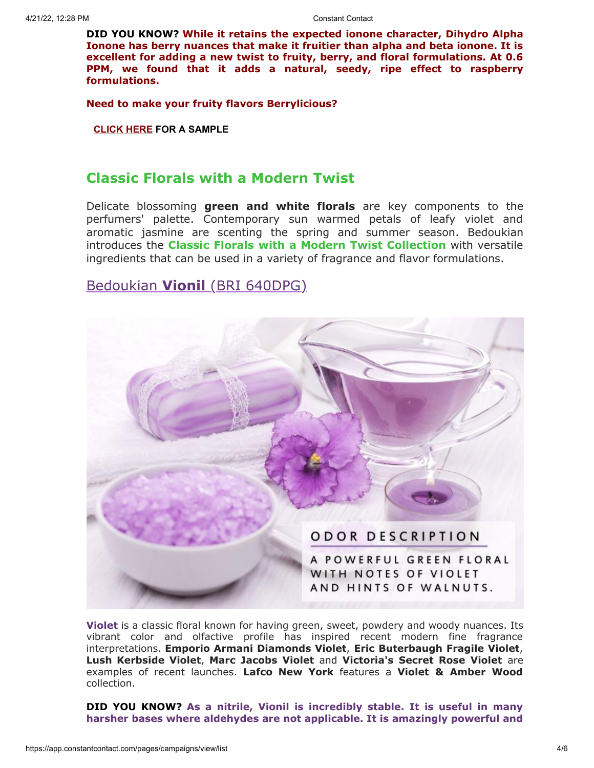**DID YOU KNOW? While it retains the expected ionone character, Dihydro Alpha Ionone has berry nuances that make it fruitier than alpha and beta ionone. It is excellent for adding a new twist to fruity, berry, and floral formulations. At 0.6 PPM, we found that it adds a natural, seedy, ripe effect to raspberry formulations.**

**Need to make your fruity flavors Berrylicious?**

**CLICK HERE FOR A SAMPLE**

## Classic Florals with a Modern Twist

Delicate blossoming **green and white florals** are key components to the perfumers' palette. Contemporary sun warmed petals of leafy violet and aromatic jasmine are scenting the spring and summer season. Bedoukian introduces the **Classic Florals with a Modern Twist Collection** with versatile ingredients that can be used in a variety of fragrance and flavor formulations.

### Bedoukian **Vionil** (BRI 640DPG)

ODOR DESCRIPTION

A POWERFUL GREEN FLORAL WITH NOTES OF VIOLET AND HINTS OF WALNUTS.

**Violet** is a classic floral known for having green, sweet, powdery and woody nuances. Its vibrant color and olfactive profile has inspired recent modern fine fragrance interpretations. **Emporio Armani Diamonds Violet**, **Eric Buterbaugh Fragile Violet**, **Lush Kerbside Violet**, **Marc Jacobs Violet** and **Victoria's Secret Rose Violet** are examples of recent launches. **Lafco New York** features a **Violet & Amber Wood** collection.

**DID YOU KNOW? As a nitrile, Vionil is incredibly stable. It is useful in many harsher bases where aldehydes are not applicable. It is amazingly powerful and**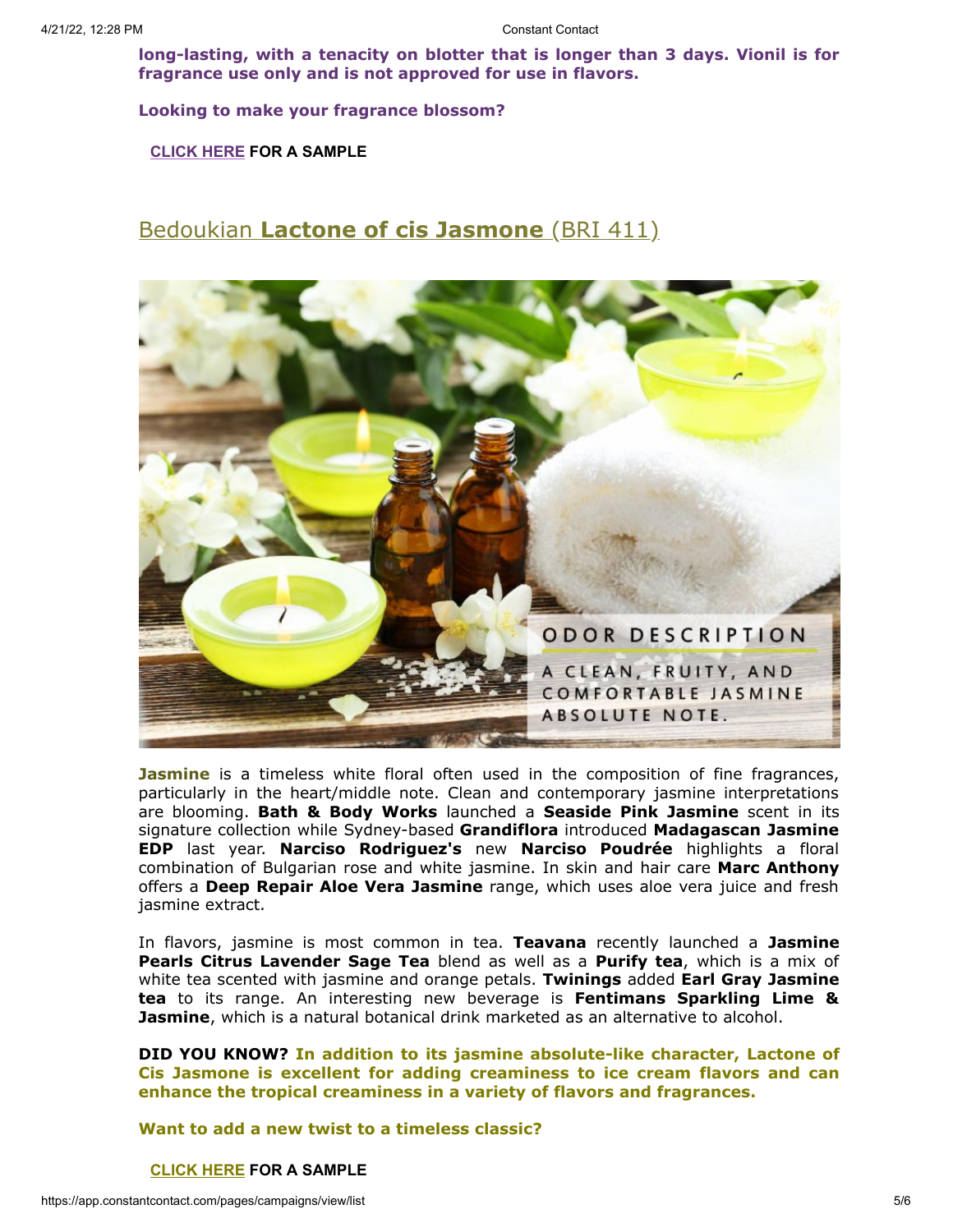**long-lasting, with a tenacity on blotter that is longer than 3 days. Vionil is for fragrance use only and is not approved for use in flavors.**

**Looking to make your fragrance blossom?**

**CLICK HERE FOR A SAMPLE**

## Bedoukian **Lactone of cis Jasmone** (BRI 411)

ODOR DESCRIPTION

A CLEAN, FRUITY, AND COMFORTABLE JASMINE ABSOLUTE NOTE.

**Jasmine** is a timeless white floral often used in the composition of fine fragrances, particularly in the heart/middle note. Clean and contemporary jasmine interpretations are blooming. **Bath & Body Works** launched a **Seaside Pink Jasmine** scent in its signature collection while Sydney-based **Grandiflora** introduced **Madagascan Jasmine EDP** last year. **Narciso Rodriguez's** new **Narciso Poudrée** highlights a floral combination of Bulgarian rose and white jasmine. In skin and hair care **Marc Anthony** offers a **Deep Repair Aloe Vera Jasmine** range, which uses aloe vera juice and fresh jasmine extract.

In flavors, jasmine is most common in tea. **Teavana** recently launched a **Jasmine Pearls Citrus Lavender Sage Tea** blend as well as a **Purify tea**, which is a mix of white tea scented with jasmine and orange petals. **Twinings** added **Earl Gray Jasmine tea** to its range. An interesting new beverage is **Fentimans Sparkling Lime & Jasmine**, which is a natural botanical drink marketed as an alternative to alcohol.

**DID YOU KNOW? In addition to its jasmine absolute-like character, Lactone of Cis Jasmone is excellent for adding creaminess to ice cream flavors and can enhance the tropical creaminess in a variety of flavors and fragrances.**

**Want to add a new twist to a timeless classic?**

**CLICK HERE FOR A SAMPLE**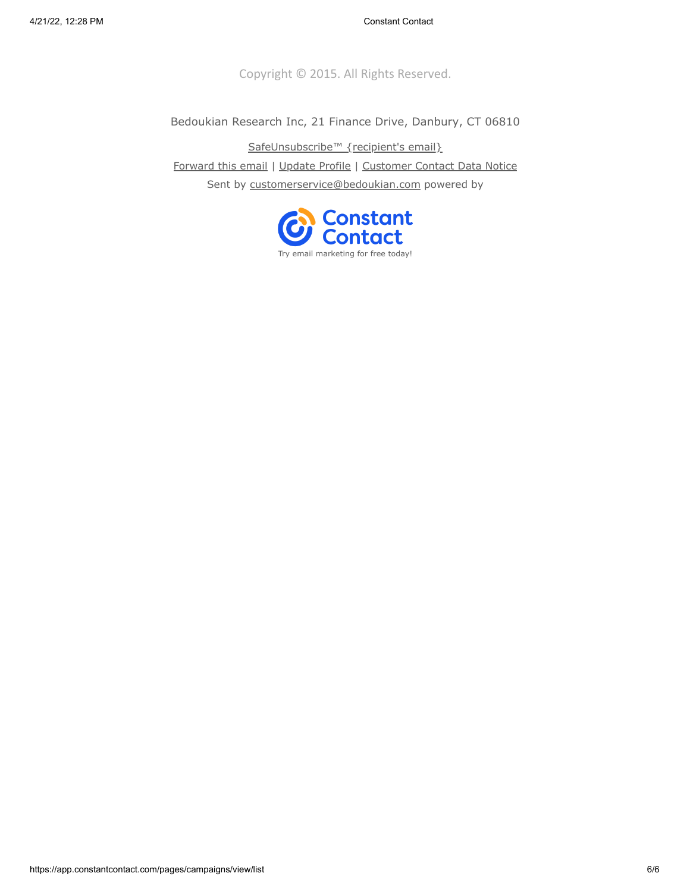Copyright © 2015. All Rights Reserved.

Bedoukian Research Inc, 21 Finance Drive, Danbury, CT 06810

SafeUnsubscribe™ {recipient's email}

Forward this email | Update Profile | Customer Contact Data Notice

Sent by customerservice@bedoukian.com powered by

Constant Contact

Try email marketing for free today!